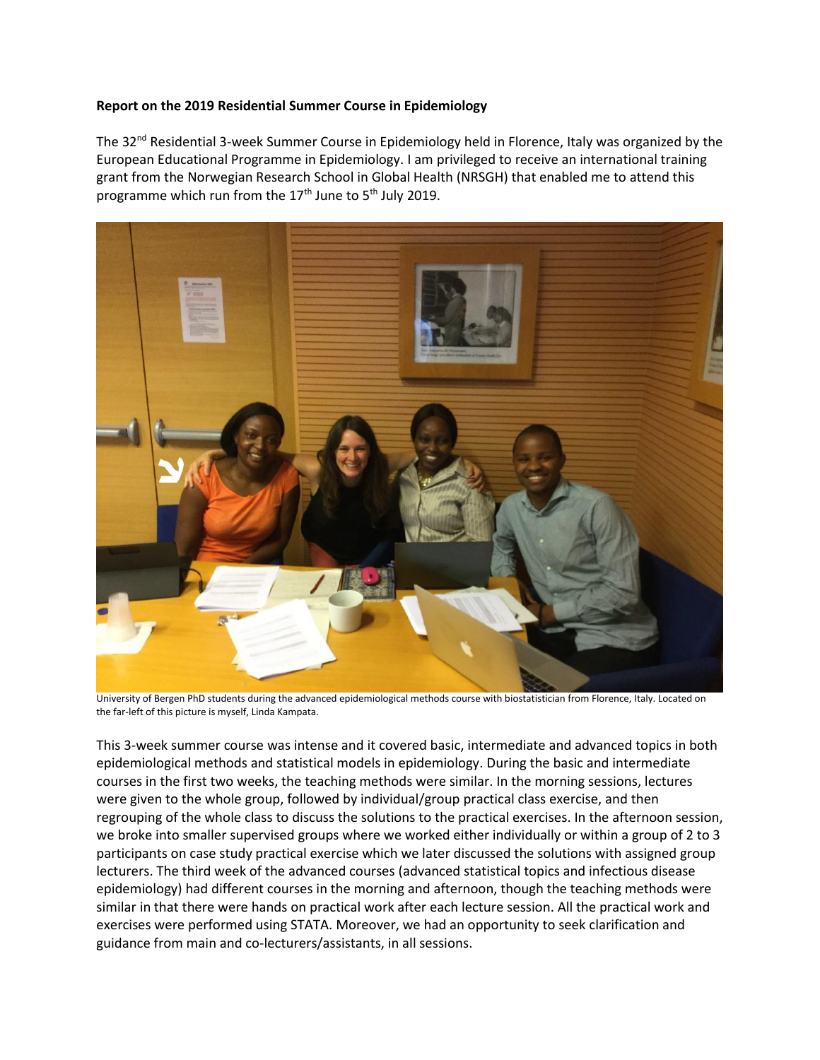**Report on the 2019 Residential Summer Course in Epidemiology**

The 32[nd] Residential 3-week Summer Course in Epidemiology held in Florence, Italy was organized by the European Educational Programme in Epidemiology. I am privileged to receive an international training grant from the Norwegian Research School in Global Health (NRSGH) that enabled me to attend this programme which run from the 17[th] June to 5[th] July 2019.

University of Bergen PhD students during the advanced epidemiological methods course with biostatistician from Florence, Italy. Located on the far-left of this picture is myself, Linda Kampata.

This 3-week summer course was intense and it covered basic, intermediate and advanced topics in both epidemiological methods and statistical models in epidemiology. During the basic and intermediate courses in the first two weeks, the teaching methods were similar. In the morning sessions, lectures were given to the whole group, followed by individual/group practical class exercise, and then regrouping of the whole class to discuss the solutions to the practical exercises. In the afternoon session, we broke into smaller supervised groups where we worked either individually or within a group of 2 to 3 participants on case study practical exercise which we later discussed the solutions with assigned group lecturers. The third week of the advanced courses (advanced statistical topics and infectious disease epidemiology) had different courses in the morning and afternoon, though the teaching methods were similar in that there were hands on practical work after each lecture session. All the practical work and exercises were performed using STATA. Moreover, we had an opportunity to seek clarification and guidance from main and co-lecturers/assistants, in all sessions.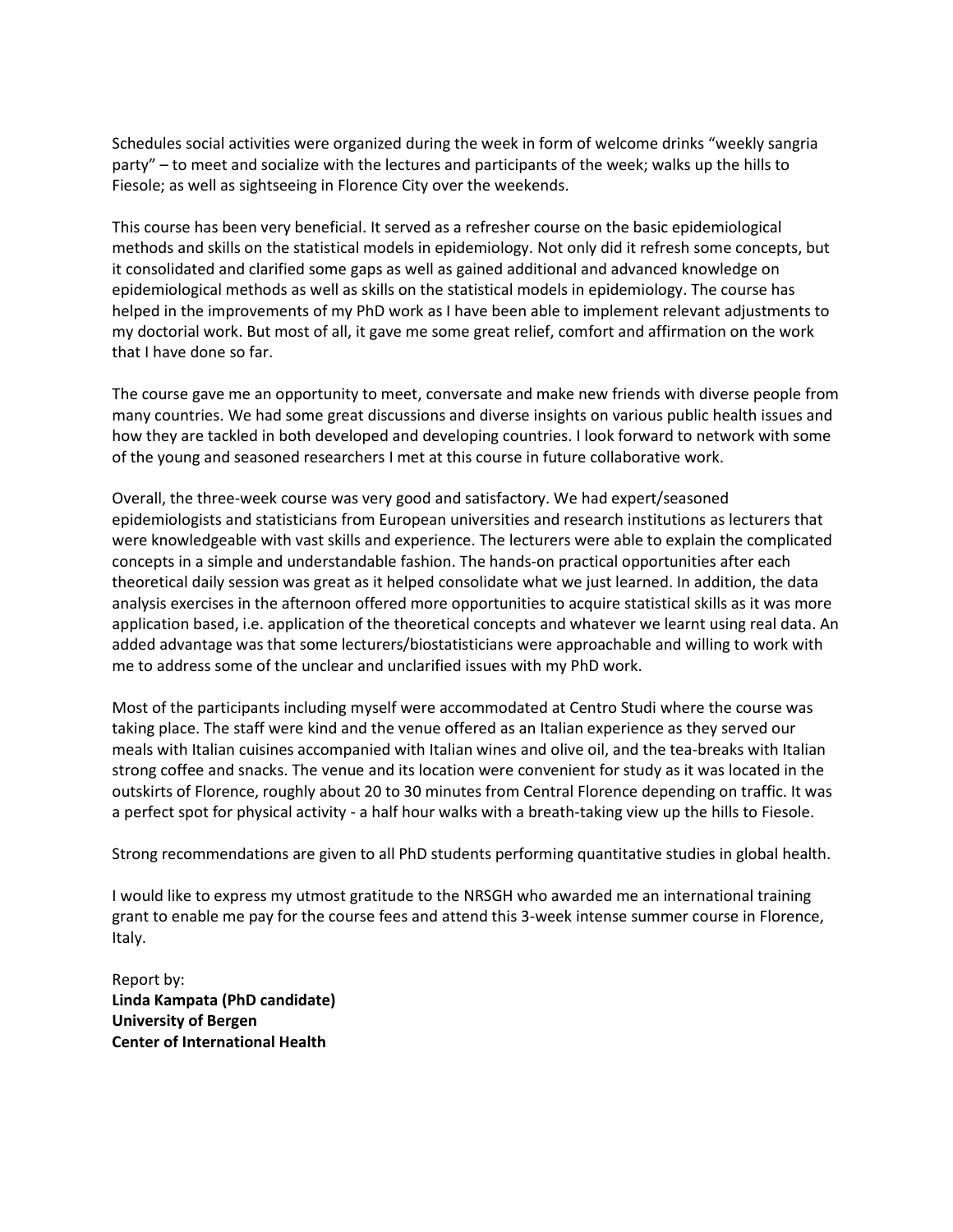Schedules social activities were organized during the week in form of welcome drinks "weekly sangria party" – to meet and socialize with the lectures and participants of the week; walks up the hills to Fiesole; as well as sightseeing in Florence City over the weekends.

This course has been very beneficial. It served as a refresher course on the basic epidemiological methods and skills on the statistical models in epidemiology. Not only did it refresh some concepts, but it consolidated and clarified some gaps as well as gained additional and advanced knowledge on epidemiological methods as well as skills on the statistical models in epidemiology. The course has helped in the improvements of my PhD work as I have been able to implement relevant adjustments to my doctorial work. But most of all, it gave me some great relief, comfort and affirmation on the work that I have done so far.

The course gave me an opportunity to meet, conversate and make new friends with diverse people from many countries. We had some great discussions and diverse insights on various public health issues and how they are tackled in both developed and developing countries. I look forward to network with some of the young and seasoned researchers I met at this course in future collaborative work.

Overall, the three-week course was very good and satisfactory. We had expert/seasoned epidemiologists and statisticians from European universities and research institutions as lecturers that were knowledgeable with vast skills and experience. The lecturers were able to explain the complicated concepts in a simple and understandable fashion. The hands-on practical opportunities after each theoretical daily session was great as it helped consolidate what we just learned. In addition, the data analysis exercises in the afternoon offered more opportunities to acquire statistical skills as it was more application based, i.e. application of the theoretical concepts and whatever we learnt using real data. An added advantage was that some lecturers/biostatisticians were approachable and willing to work with me to address some of the unclear and unclarified issues with my PhD work.

Most of the participants including myself were accommodated at Centro Studi where the course was taking place. The staff were kind and the venue offered as an Italian experience as they served our meals with Italian cuisines accompanied with Italian wines and olive oil, and the tea-breaks with Italian strong coffee and snacks. The venue and its location were convenient for study as it was located in the outskirts of Florence, roughly about 20 to 30 minutes from Central Florence depending on traffic. It was a perfect spot for physical activity - a half hour walks with a breath-taking view up the hills to Fiesole.

Strong recommendations are given to all PhD students performing quantitative studies in global health.

I would like to express my utmost gratitude to the NRSGH who awarded me an international training grant to enable me pay for the course fees and attend this 3-week intense summer course in Florence, Italy.

Report by:
**Linda Kampata (PhD candidate)**
**University of Bergen**
**Center of International Health**